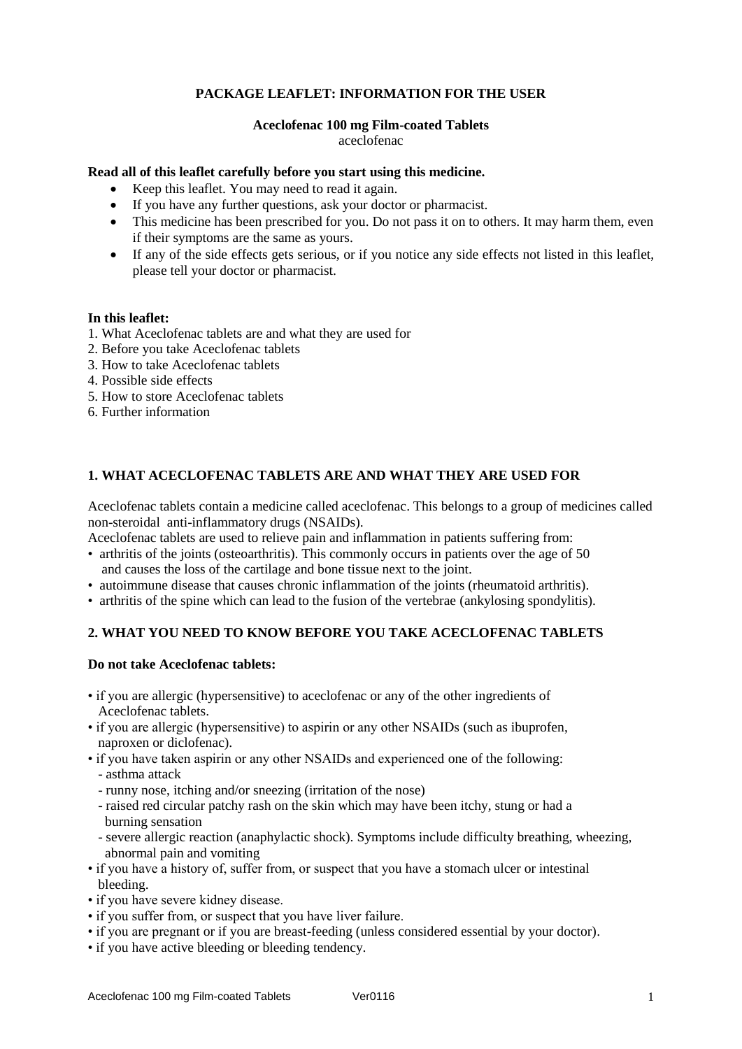**PACKAGE LEAFLET: INFORMATION FOR THE USER**

**Aceclofenac 100 mg Film-coated Tablets**
aceclofenac

**Read all of this leaflet carefully before you start using this medicine.**

- Keep this leaflet. You may need to read it again.
- If you have any further questions, ask your doctor or pharmacist.
- This medicine has been prescribed for you. Do not pass it on to others. It may harm them, even if their symptoms are the same as yours.
- If any of the side effects gets serious, or if you notice any side effects not listed in this leaflet, please tell your doctor or pharmacist.

**In this leaflet:**
1. What Aceclofenac tablets are and what they are used for
2. Before you take Aceclofenac tablets
3. How to take Aceclofenac tablets
4. Possible side effects
5. How to store Aceclofenac tablets
6. Further information

## 1. WHAT ACECLOFENAC TABLETS ARE AND WHAT THEY ARE USED FOR

Aceclofenac tablets contain a medicine called aceclofenac. This belongs to a group of medicines called non-steroidal anti-inflammatory drugs (NSAIDs).
Aceclofenac tablets are used to relieve pain and inflammation in patients suffering from:
- arthritis of the joints (osteoarthritis). This commonly occurs in patients over the age of 50 and causes the loss of the cartilage and bone tissue next to the joint.
- autoimmune disease that causes chronic inflammation of the joints (rheumatoid arthritis).
- arthritis of the spine which can lead to the fusion of the vertebrae (ankylosing spondylitis).

## 2. WHAT YOU NEED TO KNOW BEFORE YOU TAKE ACECLOFENAC TABLETS

**Do not take Aceclofenac tablets:**

- if you are allergic (hypersensitive) to aceclofenac or any of the other ingredients of Aceclofenac tablets.
- if you are allergic (hypersensitive) to aspirin or any other NSAIDs (such as ibuprofen, naproxen or diclofenac).
- if you have taken aspirin or any other NSAIDs and experienced one of the following:
  - asthma attack
  - runny nose, itching and/or sneezing (irritation of the nose)
  - raised red circular patchy rash on the skin which may have been itchy, stung or had a burning sensation
  - severe allergic reaction (anaphylactic shock). Symptoms include difficulty breathing, wheezing, abnormal pain and vomiting
- if you have a history of, suffer from, or suspect that you have a stomach ulcer or intestinal bleeding.
- if you have severe kidney disease.
- if you suffer from, or suspect that you have liver failure.
- if you are pregnant or if you are breast-feeding (unless considered essential by your doctor).
- if you have active bleeding or bleeding tendency.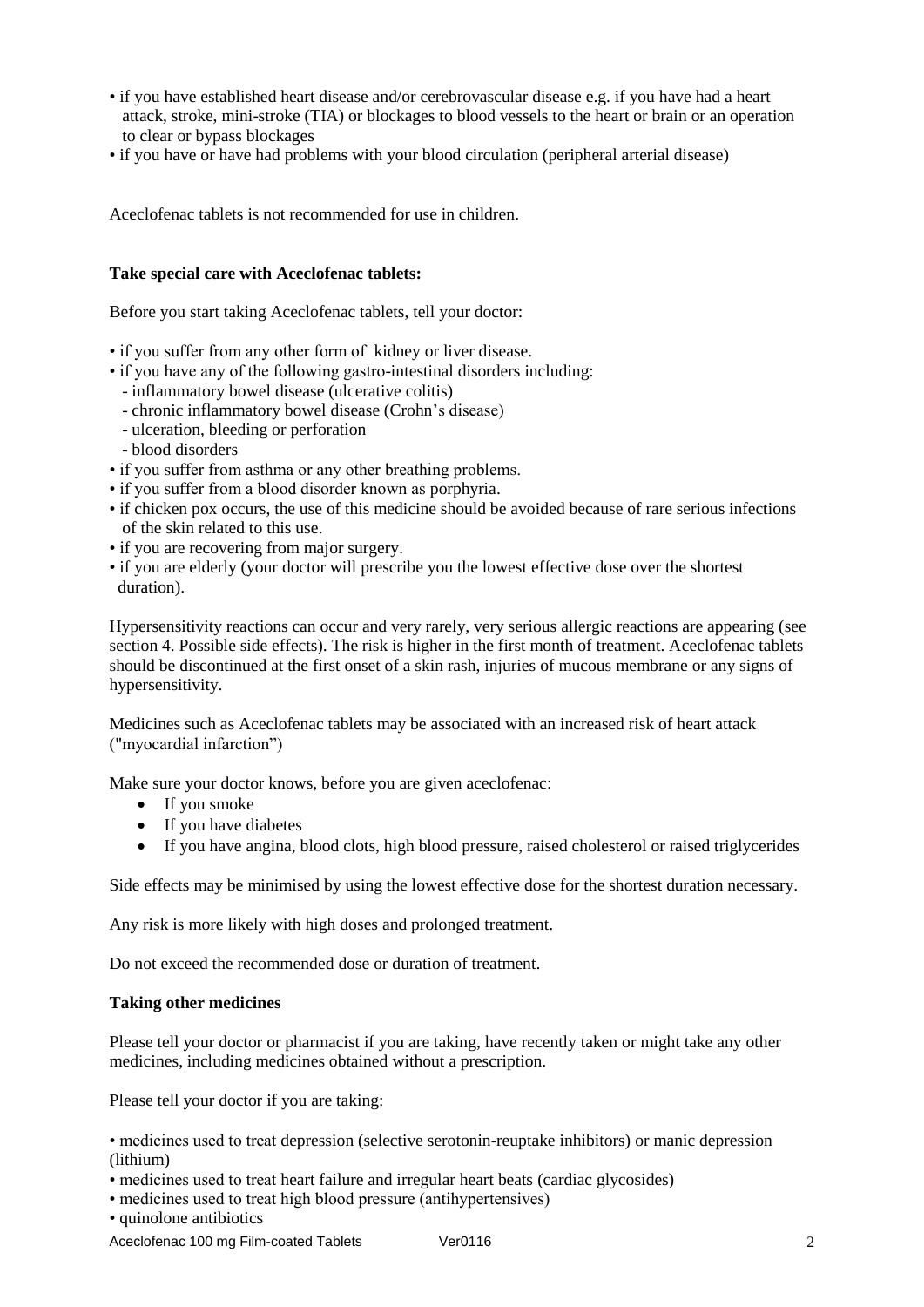- if you have established heart disease and/or cerebrovascular disease e.g. if you have had a heart attack, stroke, mini-stroke (TIA) or blockages to blood vessels to the heart or brain or an operation to clear or bypass blockages
- if you have or have had problems with your blood circulation (peripheral arterial disease)

Aceclofenac tablets is not recommended for use in children.

**Take special care with Aceclofenac tablets:**

Before you start taking Aceclofenac tablets, tell your doctor:

- if you suffer from any other form of kidney or liver disease.
- if you have any of the following gastro-intestinal disorders including:
  - inflammatory bowel disease (ulcerative colitis)
  - chronic inflammatory bowel disease (Crohn's disease)
  - ulceration, bleeding or perforation
  - blood disorders
- if you suffer from asthma or any other breathing problems.
- if you suffer from a blood disorder known as porphyria.
- if chicken pox occurs, the use of this medicine should be avoided because of rare serious infections of the skin related to this use.
- if you are recovering from major surgery.
- if you are elderly (your doctor will prescribe you the lowest effective dose over the shortest duration).

Hypersensitivity reactions can occur and very rarely, very serious allergic reactions are appearing (see section 4. Possible side effects). The risk is higher in the first month of treatment. Aceclofenac tablets should be discontinued at the first onset of a skin rash, injuries of mucous membrane or any signs of hypersensitivity.

Medicines such as Aceclofenac tablets may be associated with an increased risk of heart attack ("myocardial infarction")

Make sure your doctor knows, before you are given aceclofenac:

- If you smoke
- If you have diabetes
- If you have angina, blood clots, high blood pressure, raised cholesterol or raised triglycerides

Side effects may be minimised by using the lowest effective dose for the shortest duration necessary.

Any risk is more likely with high doses and prolonged treatment.

Do not exceed the recommended dose or duration of treatment.

**Taking other medicines**

Please tell your doctor or pharmacist if you are taking, have recently taken or might take any other medicines, including medicines obtained without a prescription.

Please tell your doctor if you are taking:

- medicines used to treat depression (selective serotonin-reuptake inhibitors) or manic depression (lithium)
- medicines used to treat heart failure and irregular heart beats (cardiac glycosides)
- medicines used to treat high blood pressure (antihypertensives)
- quinolone antibiotics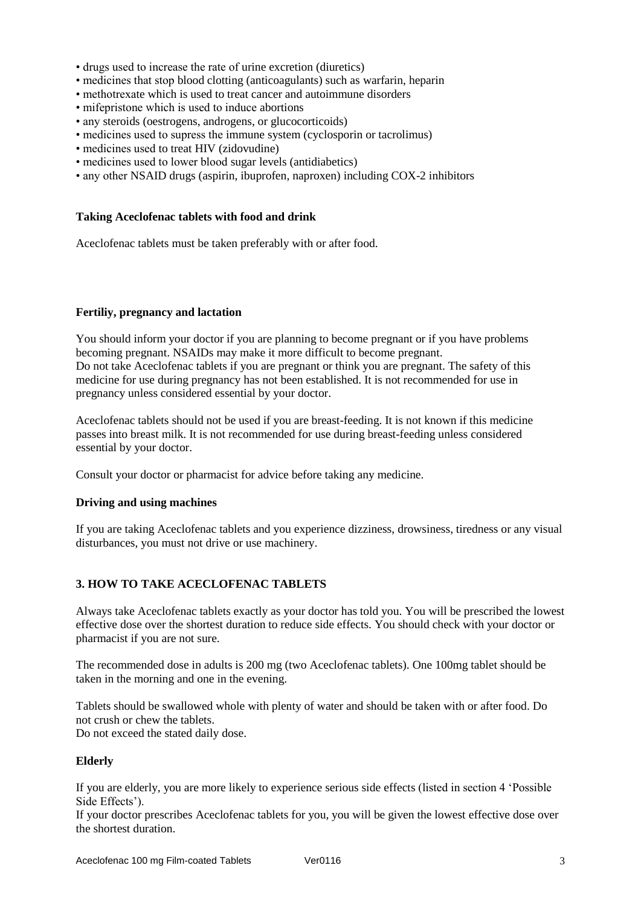- drugs used to increase the rate of urine excretion (diuretics)
- medicines that stop blood clotting (anticoagulants) such as warfarin, heparin
- methotrexate which is used to treat cancer and autoimmune disorders
- mifepristone which is used to induce abortions
- any steroids (oestrogens, androgens, or glucocorticoids)
- medicines used to supress the immune system (cyclosporin or tacrolimus)
- medicines used to treat HIV (zidovudine)
- medicines used to lower blood sugar levels (antidiabetics)
- any other NSAID drugs (aspirin, ibuprofen, naproxen) including COX-2 inhibitors

**Taking Aceclofenac tablets with food and drink**

Aceclofenac tablets must be taken preferably with or after food.

**Fertiliy, pregnancy and lactation**

You should inform your doctor if you are planning to become pregnant or if you have problems becoming pregnant. NSAIDs may make it more difficult to become pregnant.
Do not take Aceclofenac tablets if you are pregnant or think you are pregnant. The safety of this medicine for use during pregnancy has not been established. It is not recommended for use in pregnancy unless considered essential by your doctor.

Aceclofenac tablets should not be used if you are breast-feeding. It is not known if this medicine passes into breast milk. It is not recommended for use during breast-feeding unless considered essential by your doctor.

Consult your doctor or pharmacist for advice before taking any medicine.

**Driving and using machines**

If you are taking Aceclofenac tablets and you experience dizziness, drowsiness, tiredness or any visual disturbances, you must not drive or use machinery.

## 3. HOW TO TAKE ACECLOFENAC TABLETS

Always take Aceclofenac tablets exactly as your doctor has told you. You will be prescribed the lowest effective dose over the shortest duration to reduce side effects. You should check with your doctor or pharmacist if you are not sure.

The recommended dose in adults is 200 mg (two Aceclofenac tablets). One 100mg tablet should be taken in the morning and one in the evening.

Tablets should be swallowed whole with plenty of water and should be taken with or after food. Do not crush or chew the tablets.
Do not exceed the stated daily dose.

**Elderly**

If you are elderly, you are more likely to experience serious side effects (listed in section 4 'Possible Side Effects').
If your doctor prescribes Aceclofenac tablets for you, you will be given the lowest effective dose over the shortest duration.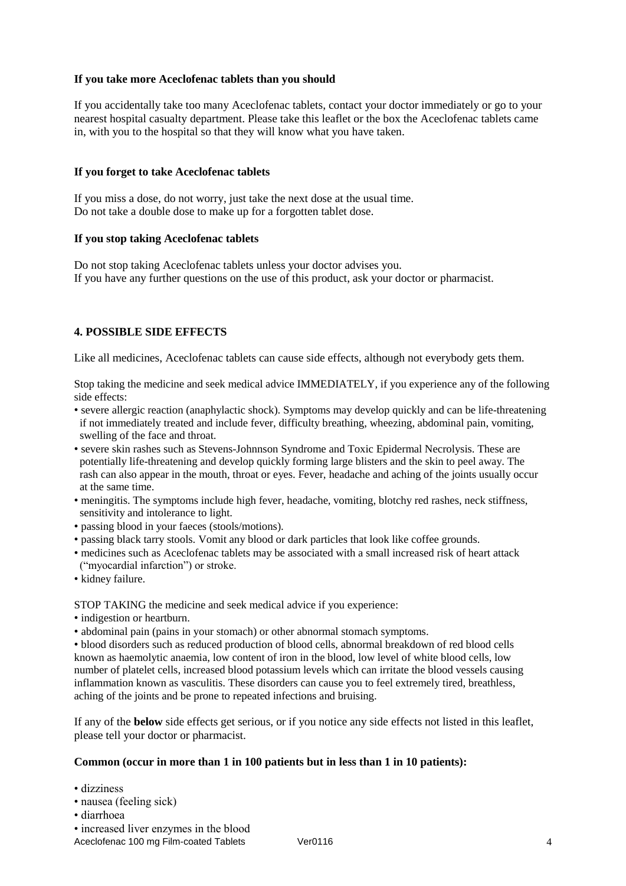**If you take more Aceclofenac tablets than you should**

If you accidentally take too many Aceclofenac tablets, contact your doctor immediately or go to your nearest hospital casualty department. Please take this leaflet or the box the Aceclofenac tablets came in, with you to the hospital so that they will know what you have taken.

**If you forget to take Aceclofenac tablets**

If you miss a dose, do not worry, just take the next dose at the usual time.
Do not take a double dose to make up for a forgotten tablet dose.

**If you stop taking Aceclofenac tablets**

Do not stop taking Aceclofenac tablets unless your doctor advises you.
If you have any further questions on the use of this product, ask your doctor or pharmacist.

## 4. POSSIBLE SIDE EFFECTS

Like all medicines, Aceclofenac tablets can cause side effects, although not everybody gets them.

Stop taking the medicine and seek medical advice IMMEDIATELY, if you experience any of the following side effects:

- severe allergic reaction (anaphylactic shock). Symptoms may develop quickly and can be life-threatening if not immediately treated and include fever, difficulty breathing, wheezing, abdominal pain, vomiting, swelling of the face and throat.
- severe skin rashes such as Stevens-Johnnson Syndrome and Toxic Epidermal Necrolysis. These are potentially life-threatening and develop quickly forming large blisters and the skin to peel away. The rash can also appear in the mouth, throat or eyes. Fever, headache and aching of the joints usually occur at the same time.
- meningitis. The symptoms include high fever, headache, vomiting, blotchy red rashes, neck stiffness, sensitivity and intolerance to light.
- passing blood in your faeces (stools/motions).
- passing black tarry stools. Vomit any blood or dark particles that look like coffee grounds.
- medicines such as Aceclofenac tablets may be associated with a small increased risk of heart attack ("myocardial infarction") or stroke.
- kidney failure.

STOP TAKING the medicine and seek medical advice if you experience:

- indigestion or heartburn.
- abdominal pain (pains in your stomach) or other abnormal stomach symptoms.
- blood disorders such as reduced production of blood cells, abnormal breakdown of red blood cells known as haemolytic anaemia, low content of iron in the blood, low level of white blood cells, low number of platelet cells, increased blood potassium levels which can irritate the blood vessels causing inflammation known as vasculitis. These disorders can cause you to feel extremely tired, breathless, aching of the joints and be prone to repeated infections and bruising.

If any of the **below** side effects get serious, or if you notice any side effects not listed in this leaflet, please tell your doctor or pharmacist.

**Common (occur in more than 1 in 100 patients but in less than 1 in 10 patients):**

- dizziness
- nausea (feeling sick)
- diarrhoea
- increased liver enzymes in the blood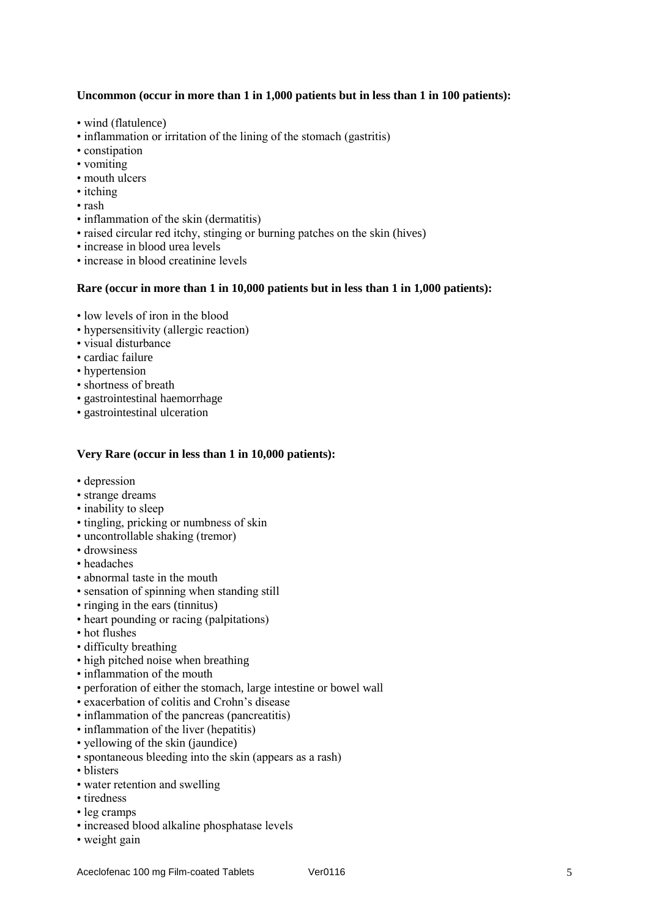**Uncommon (occur in more than 1 in 1,000 patients but in less than 1 in 100 patients):**

- wind (flatulence)
- inflammation or irritation of the lining of the stomach (gastritis)
- constipation
- vomiting
- mouth ulcers
- itching
- rash
- inflammation of the skin (dermatitis)
- raised circular red itchy, stinging or burning patches on the skin (hives)
- increase in blood urea levels
- increase in blood creatinine levels

**Rare (occur in more than 1 in 10,000 patients but in less than 1 in 1,000 patients):**

- low levels of iron in the blood
- hypersensitivity (allergic reaction)
- visual disturbance
- cardiac failure
- hypertension
- shortness of breath
- gastrointestinal haemorrhage
- gastrointestinal ulceration

**Very Rare (occur in less than 1 in 10,000 patients):**

- depression
- strange dreams
- inability to sleep
- tingling, pricking or numbness of skin
- uncontrollable shaking (tremor)
- drowsiness
- headaches
- abnormal taste in the mouth
- sensation of spinning when standing still
- ringing in the ears (tinnitus)
- heart pounding or racing (palpitations)
- hot flushes
- difficulty breathing
- high pitched noise when breathing
- inflammation of the mouth
- perforation of either the stomach, large intestine or bowel wall
- exacerbation of colitis and Crohn's disease
- inflammation of the pancreas (pancreatitis)
- inflammation of the liver (hepatitis)
- yellowing of the skin (jaundice)
- spontaneous bleeding into the skin (appears as a rash)
- blisters
- water retention and swelling
- tiredness
- leg cramps
- increased blood alkaline phosphatase levels
- weight gain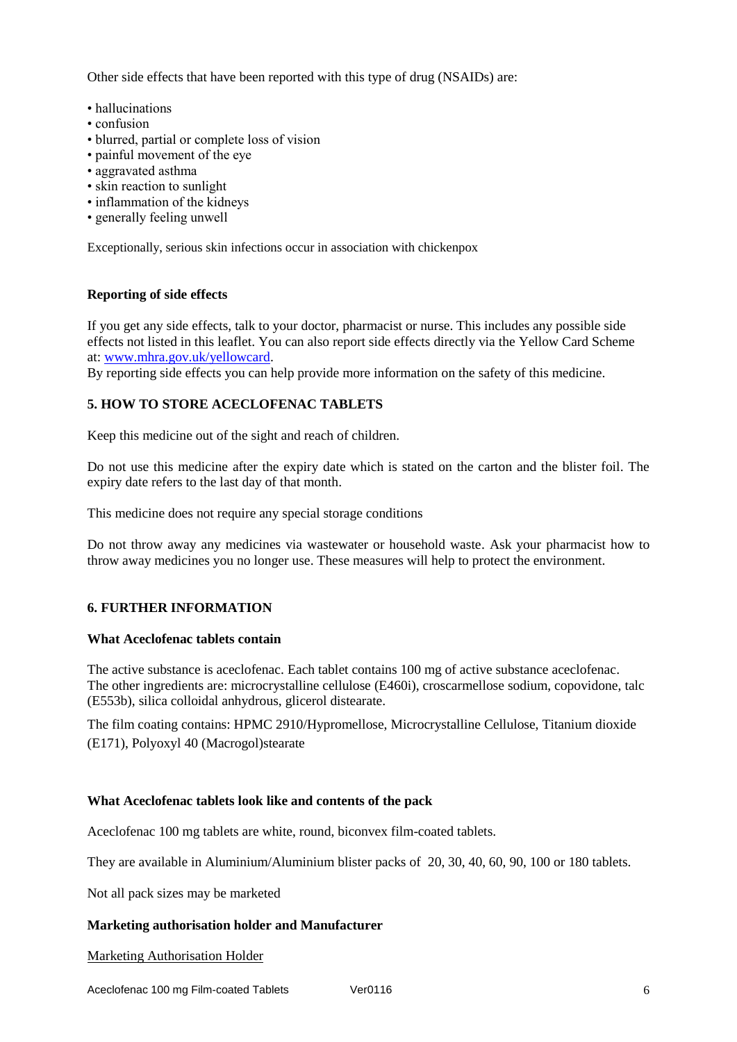Other side effects that have been reported with this type of drug (NSAIDs) are:

- hallucinations
- confusion
- blurred, partial or complete loss of vision
- painful movement of the eye
- aggravated asthma
- skin reaction to sunlight
- inflammation of the kidneys
- generally feeling unwell

Exceptionally, serious skin infections occur in association with chickenpox

**Reporting of side effects**

If you get any side effects, talk to your doctor, pharmacist or nurse. This includes any possible side effects not listed in this leaflet. You can also report side effects directly via the Yellow Card Scheme at: [www.mhra.gov.uk/yellowcard](www.mhra.gov.uk/yellowcard).
By reporting side effects you can help provide more information on the safety of this medicine.

## 5. HOW TO STORE ACECLOFENAC TABLETS

Keep this medicine out of the sight and reach of children.

Do not use this medicine after the expiry date which is stated on the carton and the blister foil. The expiry date refers to the last day of that month.

This medicine does not require any special storage conditions

Do not throw away any medicines via wastewater or household waste. Ask your pharmacist how to throw away medicines you no longer use. These measures will help to protect the environment.

## 6. FURTHER INFORMATION

**What Aceclofenac tablets contain**

The active substance is aceclofenac. Each tablet contains 100 mg of active substance aceclofenac.
The other ingredients are: microcrystalline cellulose (E460i), croscarmellose sodium, copovidone, talc (E553b), silica colloidal anhydrous, glicerol distearate.

The film coating contains: HPMC 2910/Hypromellose, Microcrystalline Cellulose, Titanium dioxide (E171), Polyoxyl 40 (Macrogol)stearate

**What Aceclofenac tablets look like and contents of the pack**

Aceclofenac 100 mg tablets are white, round, biconvex film-coated tablets.

They are available in Aluminium/Aluminium blister packs of 20, 30, 40, 60, 90, 100 or 180 tablets.

Not all pack sizes may be marketed

**Marketing authorisation holder and Manufacturer**

Marketing Authorisation Holder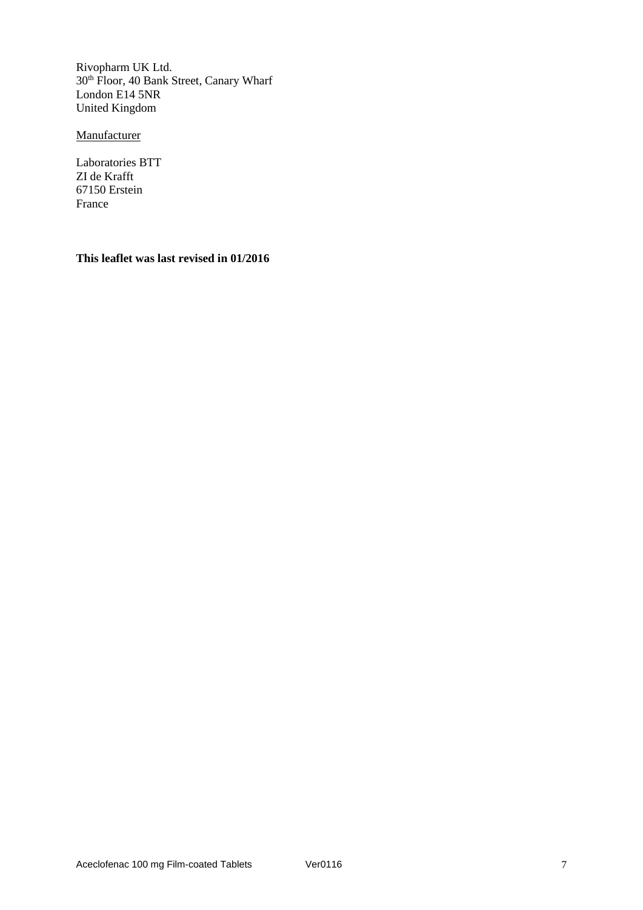Rivopharm UK Ltd.
30th Floor, 40 Bank Street, Canary Wharf
London E14 5NR
United Kingdom

Manufacturer

Laboratories BTT
ZI de Krafft
67150 Erstein
France

**This leaflet was last revised in 01/2016**